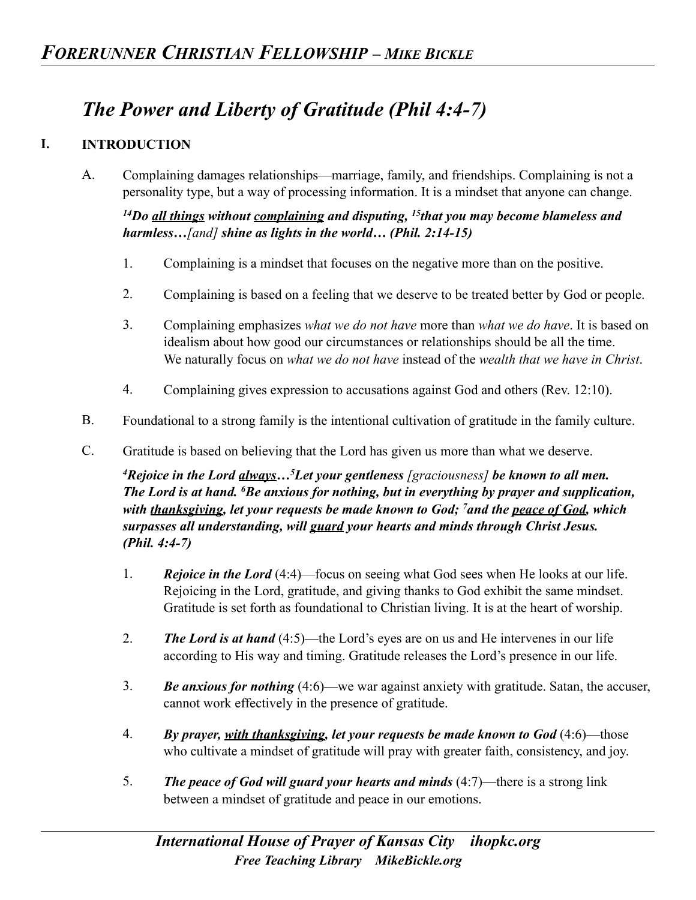# The Power and Liberty of Gratitude (Phil 4:4-7)

## I. INTRODUCTION

A. Complaining damages relationships—marriage, family, and friendships. Complaining is not a personality type, but a way of processing information. It is a mindset that anyone can change.

***[14]Do <u>all things</u> without <u>complaining</u> and disputing, [15]that you may become blameless and harmless…**[and]* ***shine as lights in the world… (Phil. 2:14-15)***

1. Complaining is a mindset that focuses on the negative more than on the positive.

2. Complaining is based on a feeling that we deserve to be treated better by God or people.

3. Complaining emphasizes *what we do not have* more than *what we do have*. It is based on idealism about how good our circumstances or relationships should be all the time. We naturally focus on *what we do not have* instead of the *wealth that we have in Christ*.

4. Complaining gives expression to accusations against God and others (Rev. 12:10).

B. Foundational to a strong family is the intentional cultivation of gratitude in the family culture.

C. Gratitude is based on believing that the Lord has given us more than what we deserve.

***[4]Rejoice in the Lord <u>always</u>…[5]Let your gentleness*** *[graciousness]* ***be known to all men. The Lord is at hand. [6]Be anxious for nothing, but in everything by prayer and supplication, with <u>thanksgiving</u>, let your requests be made known to God; [7]and the <u>peace of God</u>, which surpasses all understanding, will <u>guard</u> your hearts and minds through Christ Jesus. (Phil. 4:4-7)***

1. ***Rejoice in the Lord*** (4:4)—focus on seeing what God sees when He looks at our life. Rejoicing in the Lord, gratitude, and giving thanks to God exhibit the same mindset. Gratitude is set forth as foundational to Christian living. It is at the heart of worship.

2. ***The Lord is at hand*** (4:5)—the Lord's eyes are on us and He intervenes in our life according to His way and timing. Gratitude releases the Lord's presence in our life.

3. ***Be anxious for nothing*** (4:6)—we war against anxiety with gratitude. Satan, the accuser, cannot work effectively in the presence of gratitude.

4. ***By prayer, <u>with thanksgiving</u>, let your requests be made known to God*** (4:6)—those who cultivate a mindset of gratitude will pray with greater faith, consistency, and joy.

5. ***The peace of God will guard your hearts and minds*** (4:7)—there is a strong link between a mindset of gratitude and peace in our emotions.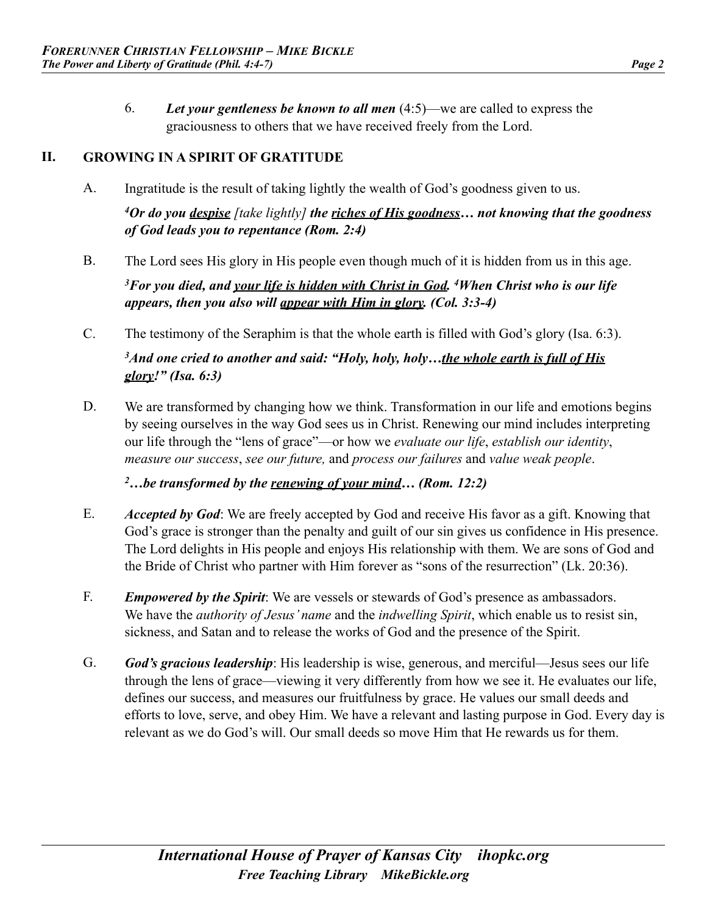6. ***Let your gentleness be known to all men*** (4:5)—we are called to express the graciousness to others that we have received freely from the Lord.

## II. GROWING IN A SPIRIT OF GRATITUDE

A. Ingratitude is the result of taking lightly the wealth of God's goodness given to us.

***[4]Or do you <u>despise</u>*** *[take lightly]* ***the <u>riches of His goodness</u>… not knowing that the goodness of God leads you to repentance (Rom. 2:4)***

B. The Lord sees His glory in His people even though much of it is hidden from us in this age.

***[3]For you died, and <u>your life is hidden with Christ in God</u>. [4]When Christ who is our life appears, then you also will <u>appear with Him in glory</u>. (Col. 3:3-4)***

C. The testimony of the Seraphim is that the whole earth is filled with God's glory (Isa. 6:3).

***[3]And one cried to another and said: "Holy, holy, holy…<u>the whole earth is full of His glory</u>!" (Isa. 6:3)***

D. We are transformed by changing how we think. Transformation in our life and emotions begins by seeing ourselves in the way God sees us in Christ. Renewing our mind includes interpreting our life through the "lens of grace"—or how we *evaluate our life*, *establish our identity*, *measure our success*, *see our future,* and *process our failures* and *value weak people*.

***[2]…be transformed by the <u>renewing of your mind</u>… (Rom. 12:2)***

E. ***Accepted by God***: We are freely accepted by God and receive His favor as a gift. Knowing that God's grace is stronger than the penalty and guilt of our sin gives us confidence in His presence. The Lord delights in His people and enjoys His relationship with them. We are sons of God and the Bride of Christ who partner with Him forever as "sons of the resurrection" (Lk. 20:36).

F. ***Empowered by the Spirit***: We are vessels or stewards of God's presence as ambassadors. We have the *authority of Jesus' name* and the *indwelling Spirit*, which enable us to resist sin, sickness, and Satan and to release the works of God and the presence of the Spirit.

G. ***God's gracious leadership***: His leadership is wise, generous, and merciful—Jesus sees our life through the lens of grace—viewing it very differently from how we see it. He evaluates our life, defines our success, and measures our fruitfulness by grace. He values our small deeds and efforts to love, serve, and obey Him. We have a relevant and lasting purpose in God. Every day is relevant as we do God's will. Our small deeds so move Him that He rewards us for them.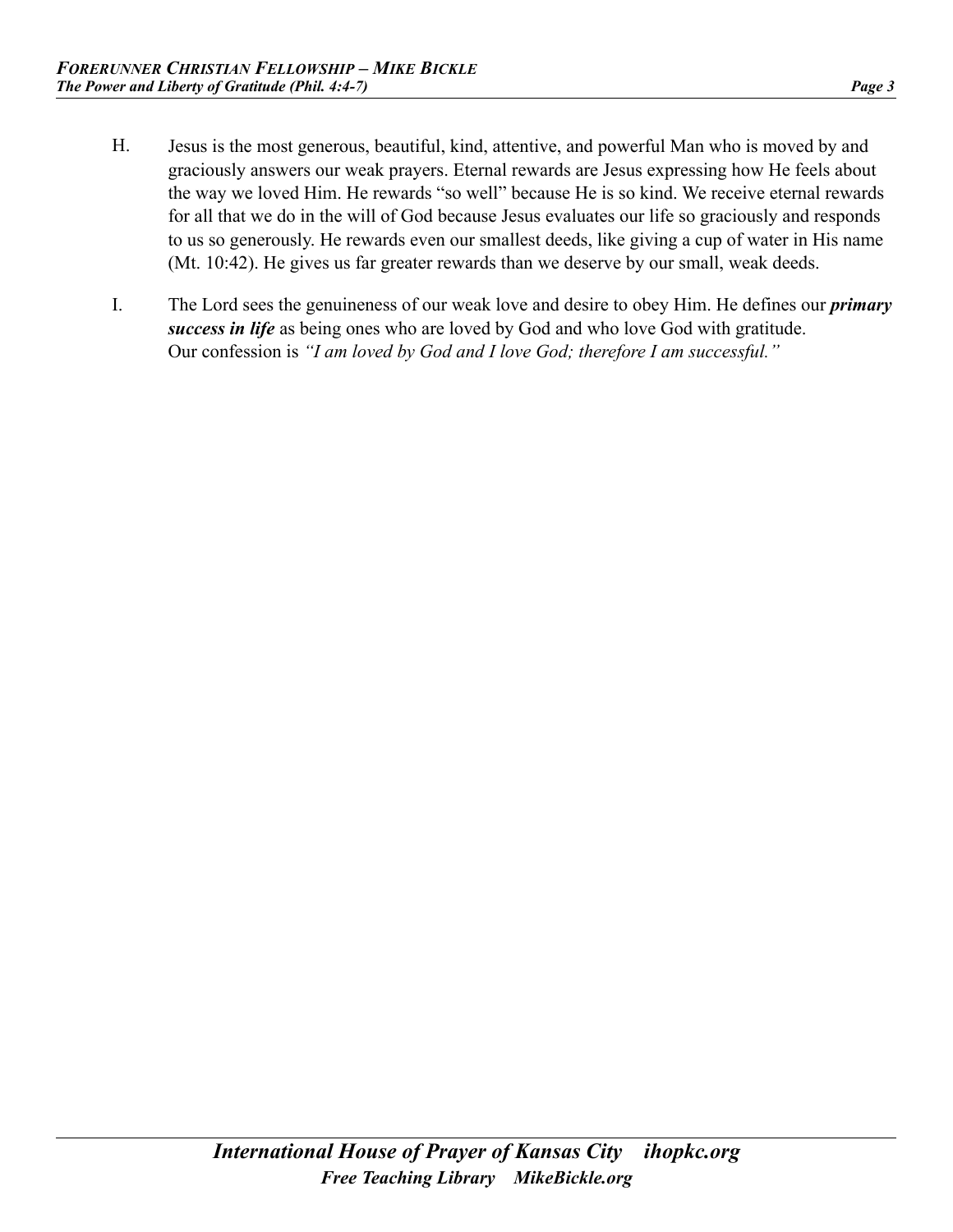H. Jesus is the most generous, beautiful, kind, attentive, and powerful Man who is moved by and graciously answers our weak prayers. Eternal rewards are Jesus expressing how He feels about the way we loved Him. He rewards "so well" because He is so kind. We receive eternal rewards for all that we do in the will of God because Jesus evaluates our life so graciously and responds to us so generously. He rewards even our smallest deeds, like giving a cup of water in His name (Mt. 10:42). He gives us far greater rewards than we deserve by our small, weak deeds.

I. The Lord sees the genuineness of our weak love and desire to obey Him. He defines our ***primary success in life*** as being ones who are loved by God and who love God with gratitude. Our confession is *"I am loved by God and I love God; therefore I am successful."*